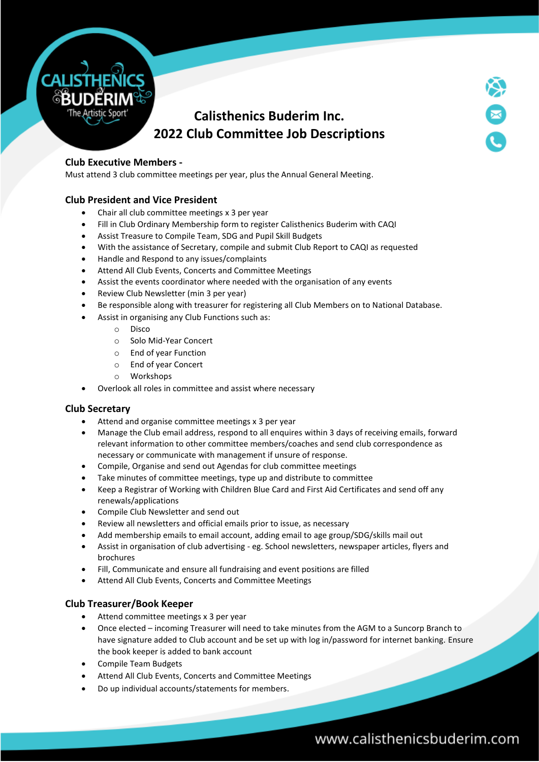# Calisthenics Buderim Inc.
# 2022 Club Committee Job Descriptions

## Club Executive Members -

Must attend 3 club committee meetings per year, plus the Annual General Meeting.

## Club President and Vice President

- Chair all club committee meetings x 3 per year
- Fill in Club Ordinary Membership form to register Calisthenics Buderim with CAQI
- Assist Treasure to Compile Team, SDG and Pupil Skill Budgets
- With the assistance of Secretary, compile and submit Club Report to CAQI as requested
- Handle and Respond to any issues/complaints
- Attend All Club Events, Concerts and Committee Meetings
- Assist the events coordinator where needed with the organisation of any events
- Review Club Newsletter (min 3 per year)
- Be responsible along with treasurer for registering all Club Members on to National Database.
- Assist in organising any Club Functions such as:
  - Disco
  - Solo Mid-Year Concert
  - End of year Function
  - End of year Concert
  - Workshops
- Overlook all roles in committee and assist where necessary

## Club Secretary

- Attend and organise committee meetings x 3 per year
- Manage the Club email address, respond to all enquires within 3 days of receiving emails, forward relevant information to other committee members/coaches and send club correspondence as necessary or communicate with management if unsure of response.
- Compile, Organise and send out Agendas for club committee meetings
- Take minutes of committee meetings, type up and distribute to committee
- Keep a Registrar of Working with Children Blue Card and First Aid Certificates and send off any renewals/applications
- Compile Club Newsletter and send out
- Review all newsletters and official emails prior to issue, as necessary
- Add membership emails to email account, adding email to age group/SDG/skills mail out
- Assist in organisation of club advertising - eg. School newsletters, newspaper articles, flyers and brochures
- Fill, Communicate and ensure all fundraising and event positions are filled
- Attend All Club Events, Concerts and Committee Meetings

## Club Treasurer/Book Keeper

- Attend committee meetings x 3 per year
- Once elected – incoming Treasurer will need to take minutes from the AGM to a Suncorp Branch to have signature added to Club account and be set up with log in/password for internet banking. Ensure the book keeper is added to bank account
- Compile Team Budgets
- Attend All Club Events, Concerts and Committee Meetings
- Do up individual accounts/statements for members.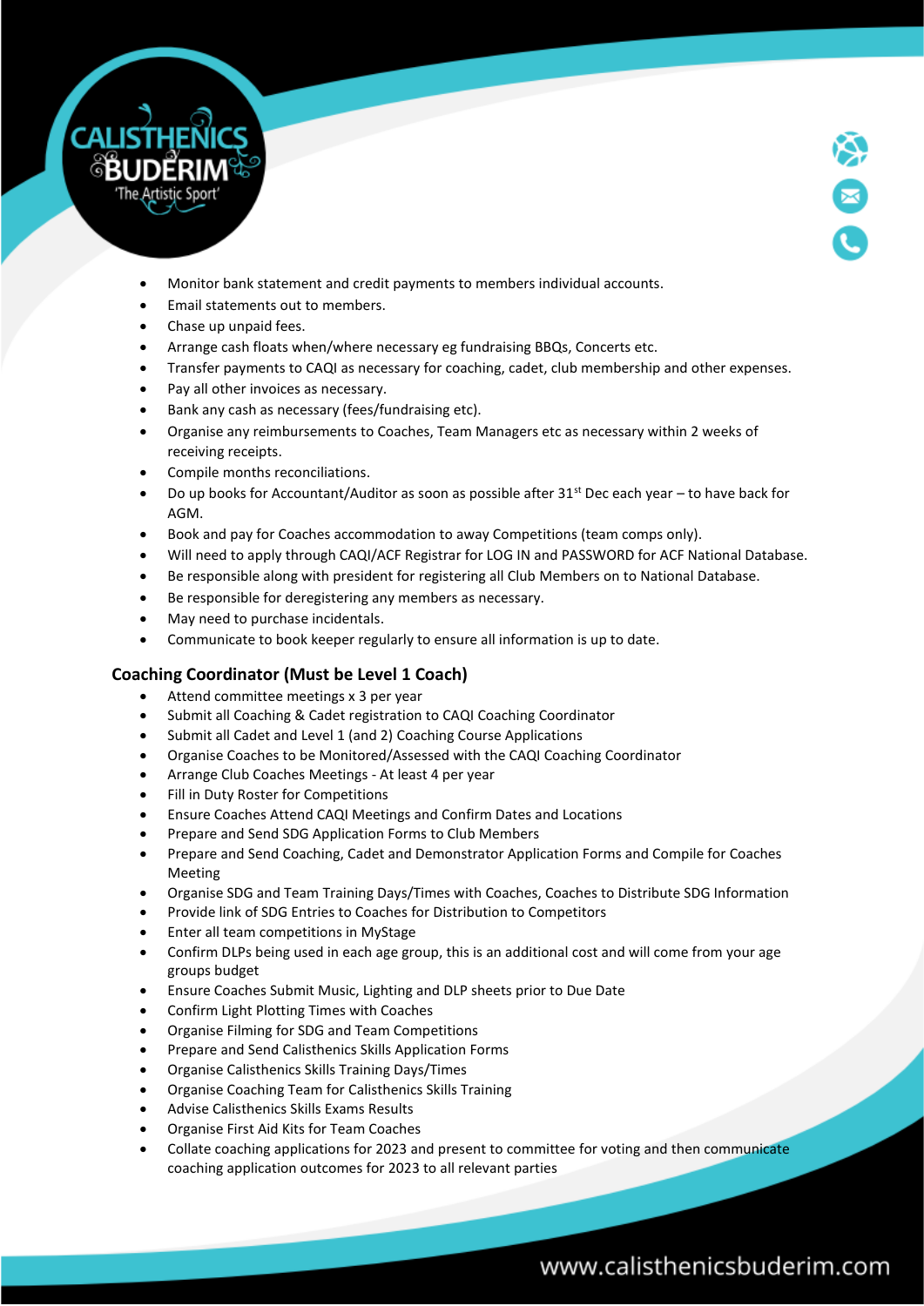- Monitor bank statement and credit payments to members individual accounts.
- Email statements out to members.
- Chase up unpaid fees.
- Arrange cash floats when/where necessary eg fundraising BBQs, Concerts etc.
- Transfer payments to CAQI as necessary for coaching, cadet, club membership and other expenses.
- Pay all other invoices as necessary.
- Bank any cash as necessary (fees/fundraising etc).
- Organise any reimbursements to Coaches, Team Managers etc as necessary within 2 weeks of receiving receipts.
- Compile months reconciliations.
- Do up books for Accountant/Auditor as soon as possible after 31st Dec each year – to have back for AGM.
- Book and pay for Coaches accommodation to away Competitions (team comps only).
- Will need to apply through CAQI/ACF Registrar for LOG IN and PASSWORD for ACF National Database.
- Be responsible along with president for registering all Club Members on to National Database.
- Be responsible for deregistering any members as necessary.
- May need to purchase incidentals.
- Communicate to book keeper regularly to ensure all information is up to date.

## Coaching Coordinator (Must be Level 1 Coach)

- Attend committee meetings x 3 per year
- Submit all Coaching & Cadet registration to CAQI Coaching Coordinator
- Submit all Cadet and Level 1 (and 2) Coaching Course Applications
- Organise Coaches to be Monitored/Assessed with the CAQI Coaching Coordinator
- Arrange Club Coaches Meetings - At least 4 per year
- Fill in Duty Roster for Competitions
- Ensure Coaches Attend CAQI Meetings and Confirm Dates and Locations
- Prepare and Send SDG Application Forms to Club Members
- Prepare and Send Coaching, Cadet and Demonstrator Application Forms and Compile for Coaches Meeting
- Organise SDG and Team Training Days/Times with Coaches, Coaches to Distribute SDG Information
- Provide link of SDG Entries to Coaches for Distribution to Competitors
- Enter all team competitions in MyStage
- Confirm DLPs being used in each age group, this is an additional cost and will come from your age groups budget
- Ensure Coaches Submit Music, Lighting and DLP sheets prior to Due Date
- Confirm Light Plotting Times with Coaches
- Organise Filming for SDG and Team Competitions
- Prepare and Send Calisthenics Skills Application Forms
- Organise Calisthenics Skills Training Days/Times
- Organise Coaching Team for Calisthenics Skills Training
- Advise Calisthenics Skills Exams Results
- Organise First Aid Kits for Team Coaches
- Collate coaching applications for 2023 and present to committee for voting and then communicate coaching application outcomes for 2023 to all relevant parties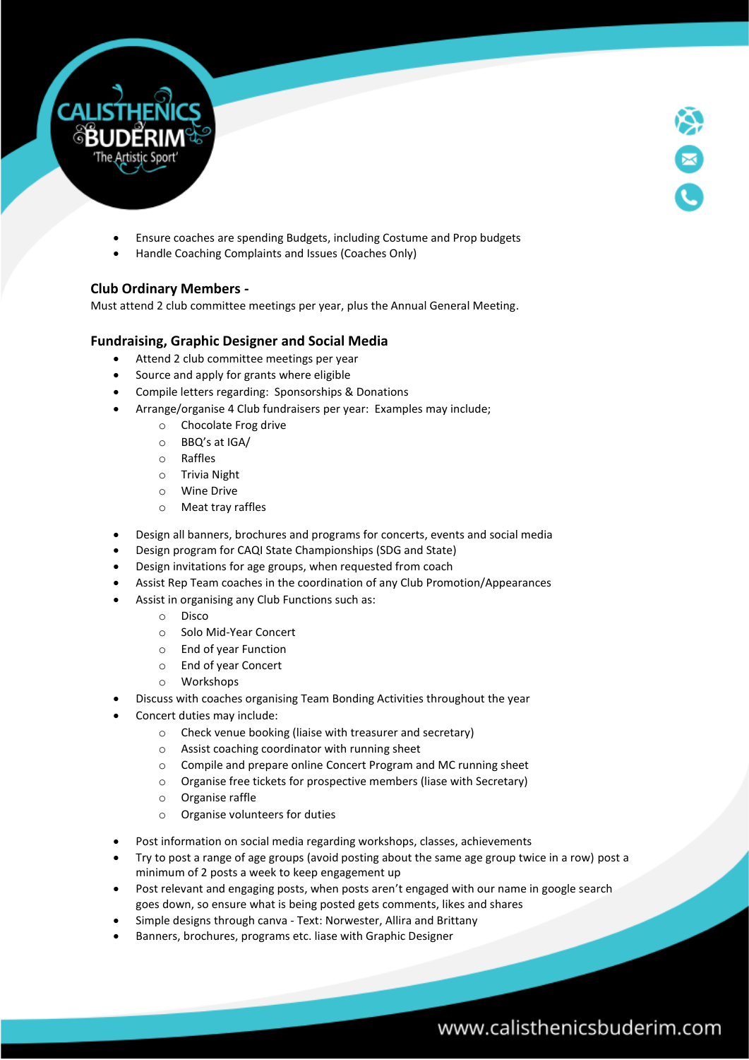- Ensure coaches are spending Budgets, including Costume and Prop budgets
- Handle Coaching Complaints and Issues (Coaches Only)

### Club Ordinary Members -

Must attend 2 club committee meetings per year, plus the Annual General Meeting.

### Fundraising, Graphic Designer and Social Media

- Attend 2 club committee meetings per year
- Source and apply for grants where eligible
- Compile letters regarding: Sponsorships & Donations
- Arrange/organise 4 Club fundraisers per year: Examples may include;
    - Chocolate Frog drive
    - BBQ's at IGA/
    - Raffles
    - Trivia Night
    - Wine Drive
    - Meat tray raffles
- Design all banners, brochures and programs for concerts, events and social media
- Design program for CAQI State Championships (SDG and State)
- Design invitations for age groups, when requested from coach
- Assist Rep Team coaches in the coordination of any Club Promotion/Appearances
- Assist in organising any Club Functions such as:
    - Disco
    - Solo Mid-Year Concert
    - End of year Function
    - End of year Concert
    - Workshops
- Discuss with coaches organising Team Bonding Activities throughout the year
- Concert duties may include:
    - Check venue booking (liaise with treasurer and secretary)
    - Assist coaching coordinator with running sheet
    - Compile and prepare online Concert Program and MC running sheet
    - Organise free tickets for prospective members (liase with Secretary)
    - Organise raffle
    - Organise volunteers for duties
- Post information on social media regarding workshops, classes, achievements
- Try to post a range of age groups (avoid posting about the same age group twice in a row) post a minimum of 2 posts a week to keep engagement up
- Post relevant and engaging posts, when posts aren't engaged with our name in google search goes down, so ensure what is being posted gets comments, likes and shares
- Simple designs through canva - Text: Norwester, Allira and Brittany
- Banners, brochures, programs etc. liase with Graphic Designer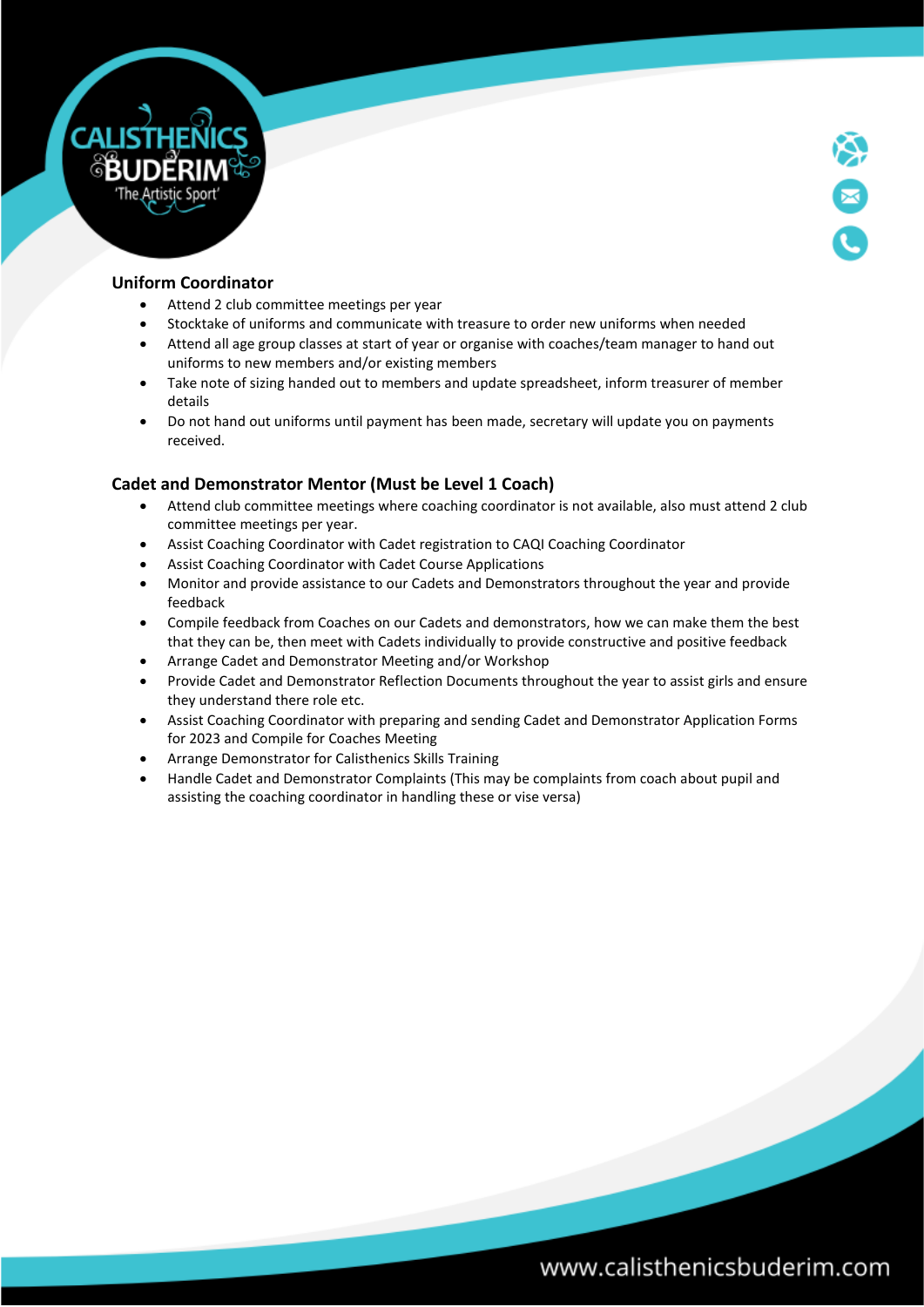## Uniform Coordinator

- Attend 2 club committee meetings per year
- Stocktake of uniforms and communicate with treasure to order new uniforms when needed
- Attend all age group classes at start of year or organise with coaches/team manager to hand out uniforms to new members and/or existing members
- Take note of sizing handed out to members and update spreadsheet, inform treasurer of member details
- Do not hand out uniforms until payment has been made, secretary will update you on payments received.

## Cadet and Demonstrator Mentor (Must be Level 1 Coach)

- Attend club committee meetings where coaching coordinator is not available, also must attend 2 club committee meetings per year.
- Assist Coaching Coordinator with Cadet registration to CAQI Coaching Coordinator
- Assist Coaching Coordinator with Cadet Course Applications
- Monitor and provide assistance to our Cadets and Demonstrators throughout the year and provide feedback
- Compile feedback from Coaches on our Cadets and demonstrators, how we can make them the best that they can be, then meet with Cadets individually to provide constructive and positive feedback
- Arrange Cadet and Demonstrator Meeting and/or Workshop
- Provide Cadet and Demonstrator Reflection Documents throughout the year to assist girls and ensure they understand there role etc.
- Assist Coaching Coordinator with preparing and sending Cadet and Demonstrator Application Forms for 2023 and Compile for Coaches Meeting
- Arrange Demonstrator for Calisthenics Skills Training
- Handle Cadet and Demonstrator Complaints (This may be complaints from coach about pupil and assisting the coaching coordinator in handling these or vise versa)